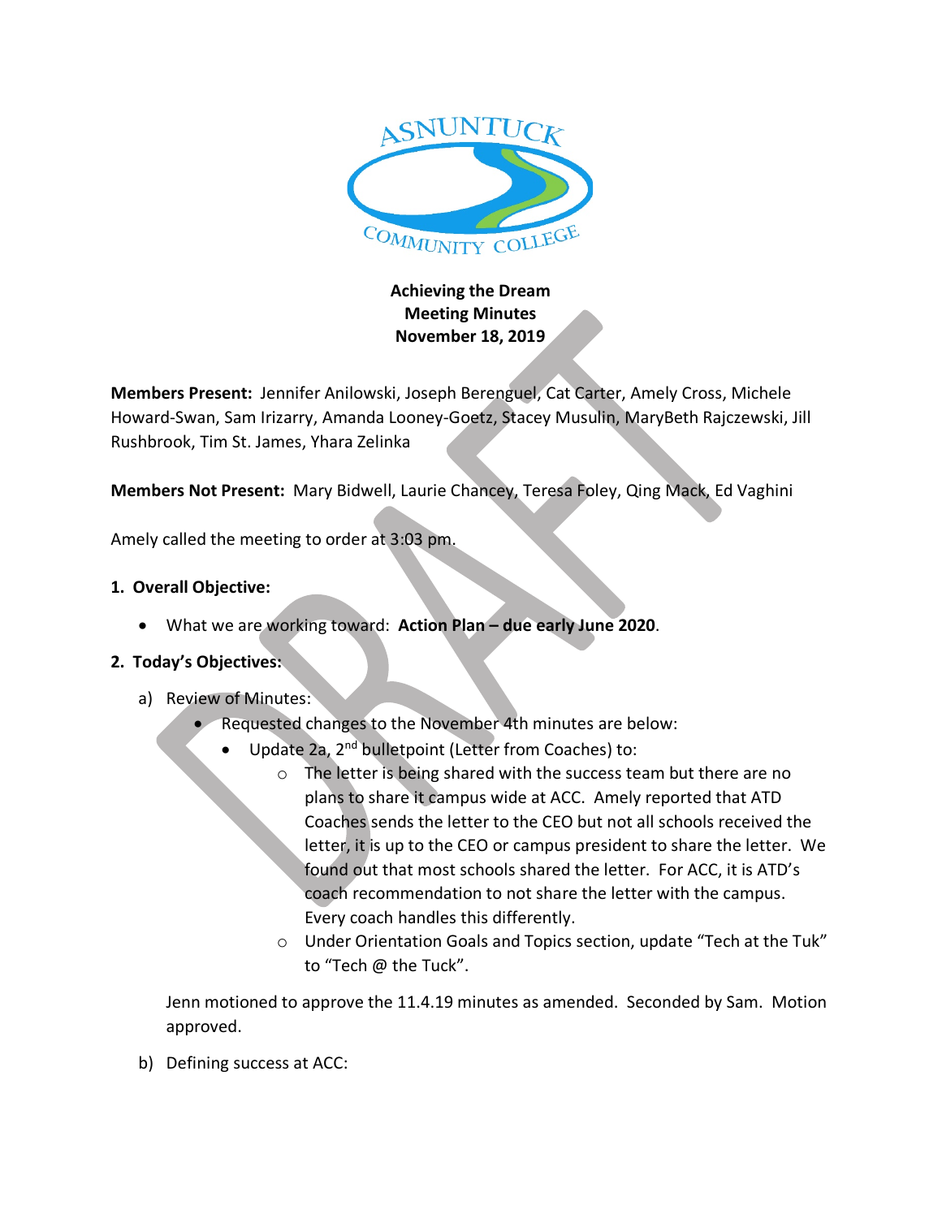**Achieving the Dream**
**Meeting Minutes**
**November 18, 2019**

**Members Present:** Jennifer Anilowski, Joseph Berenguel, Cat Carter, Amely Cross, Michele Howard-Swan, Sam Irizarry, Amanda Looney-Goetz, Stacey Musulin, MaryBeth Rajczewski, Jill Rushbrook, Tim St. James, Yhara Zelinka

**Members Not Present:** Mary Bidwell, Laurie Chancey, Teresa Foley, Qing Mack, Ed Vaghini

Amely called the meeting to order at 3:03 pm.

1. **Overall Objective:**
   - What we are working toward: **Action Plan – due early June 2020**.

2. **Today's Objectives:**

   a) Review of Minutes:
      - Requested changes to the November 4th minutes are below:
      - Update 2a, 2nd bulletpoint (Letter from Coaches) to:
         - The letter is being shared with the success team but there are no plans to share it campus wide at ACC. Amely reported that ATD Coaches sends the letter to the CEO but not all schools received the letter, it is up to the CEO or campus president to share the letter. We found out that most schools shared the letter. For ACC, it is ATD's coach recommendation to not share the letter with the campus. Every coach handles this differently.
         - Under Orientation Goals and Topics section, update "Tech at the Tuk" to "Tech @ the Tuck".

   Jenn motioned to approve the 11.4.19 minutes as amended. Seconded by Sam. Motion approved.

   b) Defining success at ACC: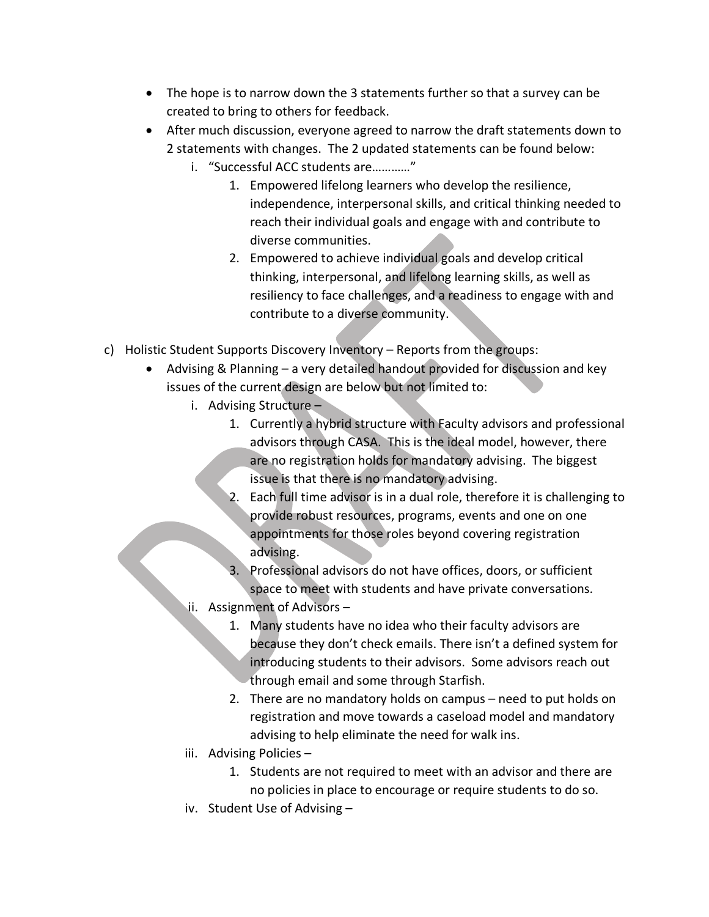- The hope is to narrow down the 3 statements further so that a survey can be created to bring to others for feedback.
- After much discussion, everyone agreed to narrow the draft statements down to 2 statements with changes. The 2 updated statements can be found below:
  - i. "Successful ACC students are…………"
    1. Empowered lifelong learners who develop the resilience, independence, interpersonal skills, and critical thinking needed to reach their individual goals and engage with and contribute to diverse communities.
    2. Empowered to achieve individual goals and develop critical thinking, interpersonal, and lifelong learning skills, as well as resiliency to face challenges, and a readiness to engage with and contribute to a diverse community.

c) Holistic Student Supports Discovery Inventory – Reports from the groups:

- Advising & Planning – a very detailed handout provided for discussion and key issues of the current design are below but not limited to:
  - i. Advising Structure –
    1. Currently a hybrid structure with Faculty advisors and professional advisors through CASA. This is the ideal model, however, there are no registration holds for mandatory advising. The biggest issue is that there is no mandatory advising.
    2. Each full time advisor is in a dual role, therefore it is challenging to provide robust resources, programs, events and one on one appointments for those roles beyond covering registration advising.
    3. Professional advisors do not have offices, doors, or sufficient space to meet with students and have private conversations.
  - ii. Assignment of Advisors –
    1. Many students have no idea who their faculty advisors are because they don't check emails. There isn't a defined system for introducing students to their advisors. Some advisors reach out through email and some through Starfish.
    2. There are no mandatory holds on campus – need to put holds on registration and move towards a caseload model and mandatory advising to help eliminate the need for walk ins.
  - iii. Advising Policies –
    1. Students are not required to meet with an advisor and there are no policies in place to encourage or require students to do so.
  - iv. Student Use of Advising –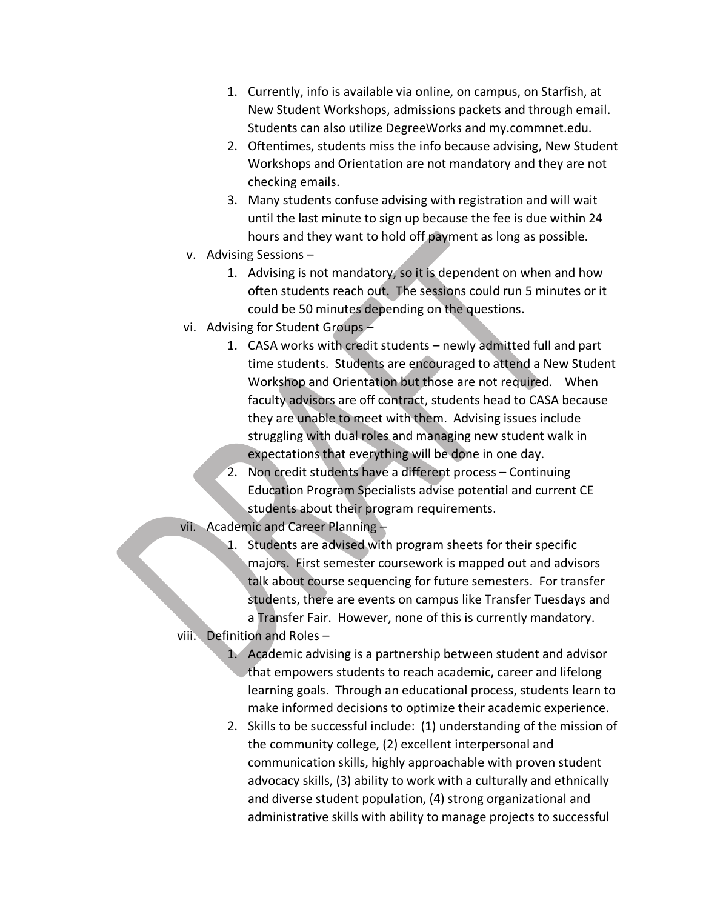1. Currently, info is available via online, on campus, on Starfish, at New Student Workshops, admissions packets and through email. Students can also utilize DegreeWorks and my.commnet.edu.
2. Oftentimes, students miss the info because advising, New Student Workshops and Orientation are not mandatory and they are not checking emails.
3. Many students confuse advising with registration and will wait until the last minute to sign up because the fee is due within 24 hours and they want to hold off payment as long as possible.

v. Advising Sessions –

1. Advising is not mandatory, so it is dependent on when and how often students reach out. The sessions could run 5 minutes or it could be 50 minutes depending on the questions.

vi. Advising for Student Groups –

1. CASA works with credit students – newly admitted full and part time students. Students are encouraged to attend a New Student Workshop and Orientation but those are not required. When faculty advisors are off contract, students head to CASA because they are unable to meet with them. Advising issues include struggling with dual roles and managing new student walk in expectations that everything will be done in one day.
2. Non credit students have a different process – Continuing Education Program Specialists advise potential and current CE students about their program requirements.

vii. Academic and Career Planning –

1. Students are advised with program sheets for their specific majors. First semester coursework is mapped out and advisors talk about course sequencing for future semesters. For transfer students, there are events on campus like Transfer Tuesdays and a Transfer Fair. However, none of this is currently mandatory.

viii. Definition and Roles –

1. Academic advising is a partnership between student and advisor that empowers students to reach academic, career and lifelong learning goals. Through an educational process, students learn to make informed decisions to optimize their academic experience.
2. Skills to be successful include: (1) understanding of the mission of the community college, (2) excellent interpersonal and communication skills, highly approachable with proven student advocacy skills, (3) ability to work with a culturally and ethnically and diverse student population, (4) strong organizational and administrative skills with ability to manage projects to successful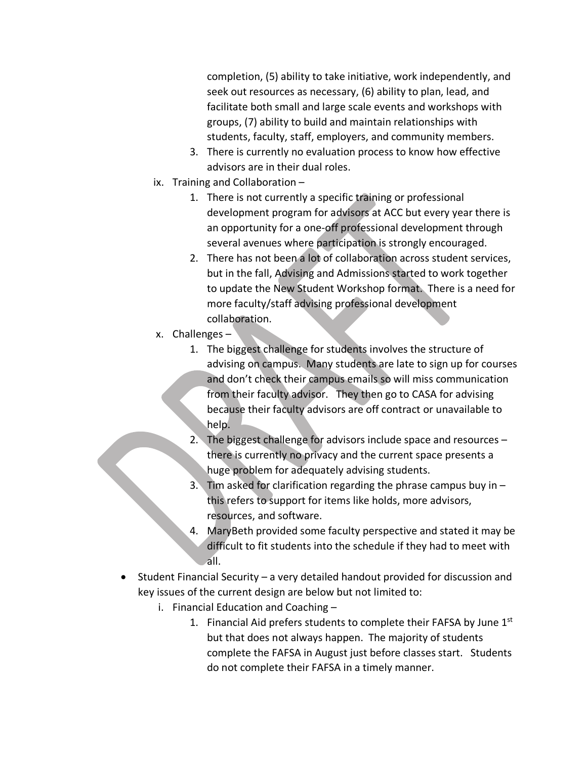completion, (5) ability to take initiative, work independently, and seek out resources as necessary, (6) ability to plan, lead, and facilitate both small and large scale events and workshops with groups, (7) ability to build and maintain relationships with students, faculty, staff, employers, and community members.

3. There is currently no evaluation process to know how effective advisors are in their dual roles.

ix. Training and Collaboration –

1. There is not currently a specific training or professional development program for advisors at ACC but every year there is an opportunity for a one-off professional development through several avenues where participation is strongly encouraged.
2. There has not been a lot of collaboration across student services, but in the fall, Advising and Admissions started to work together to update the New Student Workshop format. There is a need for more faculty/staff advising professional development collaboration.

x. Challenges –

1. The biggest challenge for students involves the structure of advising on campus. Many students are late to sign up for courses and don't check their campus emails so will miss communication from their faculty advisor. They then go to CASA for advising because their faculty advisors are off contract or unavailable to help.
2. The biggest challenge for advisors include space and resources – there is currently no privacy and the current space presents a huge problem for adequately advising students.
3. Tim asked for clarification regarding the phrase campus buy in – this refers to support for items like holds, more advisors, resources, and software.
4. MaryBeth provided some faculty perspective and stated it may be difficult to fit students into the schedule if they had to meet with all.

- Student Financial Security – a very detailed handout provided for discussion and key issues of the current design are below but not limited to:

i. Financial Education and Coaching –

1. Financial Aid prefers students to complete their FAFSA by June 1st but that does not always happen. The majority of students complete the FAFSA in August just before classes start. Students do not complete their FAFSA in a timely manner.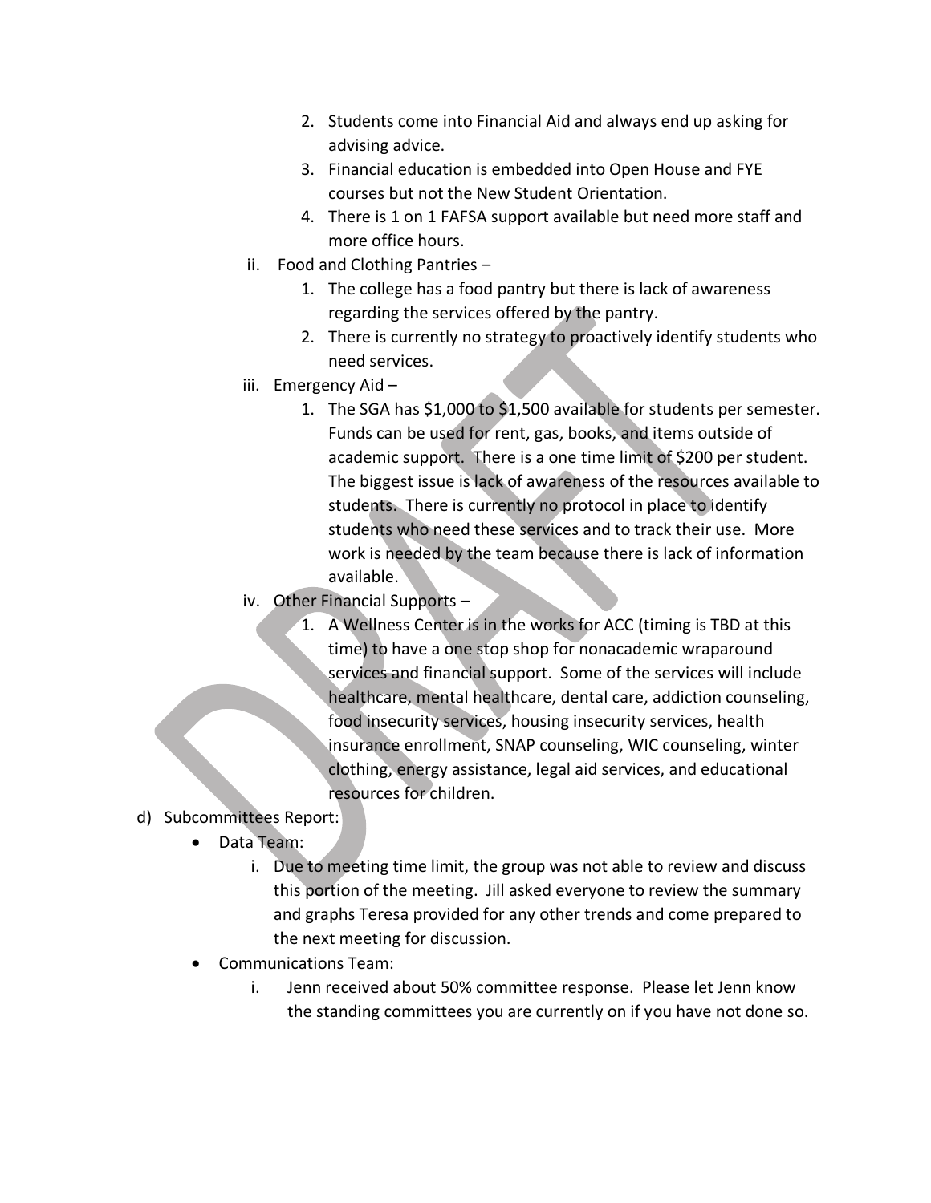2. Students come into Financial Aid and always end up asking for advising advice.
3. Financial education is embedded into Open House and FYE courses but not the New Student Orientation.
4. There is 1 on 1 FAFSA support available but need more staff and more office hours.

ii. Food and Clothing Pantries –

1. The college has a food pantry but there is lack of awareness regarding the services offered by the pantry.
2. There is currently no strategy to proactively identify students who need services.

iii. Emergency Aid –

1. The SGA has $1,000 to $1,500 available for students per semester. Funds can be used for rent, gas, books, and items outside of academic support. There is a one time limit of $200 per student. The biggest issue is lack of awareness of the resources available to students. There is currently no protocol in place to identify students who need these services and to track their use. More work is needed by the team because there is lack of information available.

iv. Other Financial Supports –

1. A Wellness Center is in the works for ACC (timing is TBD at this time) to have a one stop shop for nonacademic wraparound services and financial support. Some of the services will include healthcare, mental healthcare, dental care, addiction counseling, food insecurity services, housing insecurity services, health insurance enrollment, SNAP counseling, WIC counseling, winter clothing, energy assistance, legal aid services, and educational resources for children.

d) Subcommittees Report:

- Data Team:
  - i. Due to meeting time limit, the group was not able to review and discuss this portion of the meeting. Jill asked everyone to review the summary and graphs Teresa provided for any other trends and come prepared to the next meeting for discussion.
- Communications Team:
  - i. Jenn received about 50% committee response. Please let Jenn know the standing committees you are currently on if you have not done so.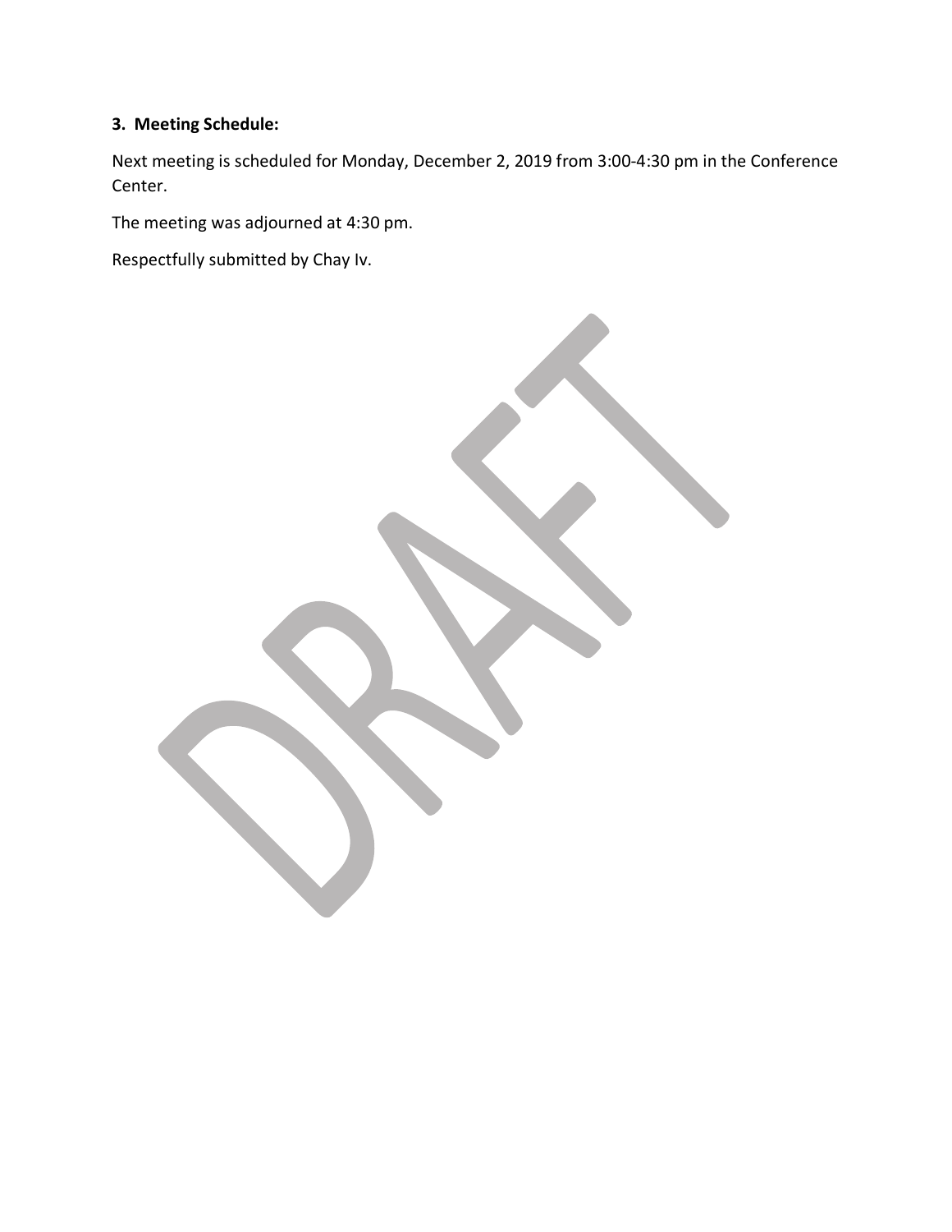**3. Meeting Schedule:**

Next meeting is scheduled for Monday, December 2, 2019 from 3:00-4:30 pm in the Conference Center.

The meeting was adjourned at 4:30 pm.

Respectfully submitted by Chay Iv.